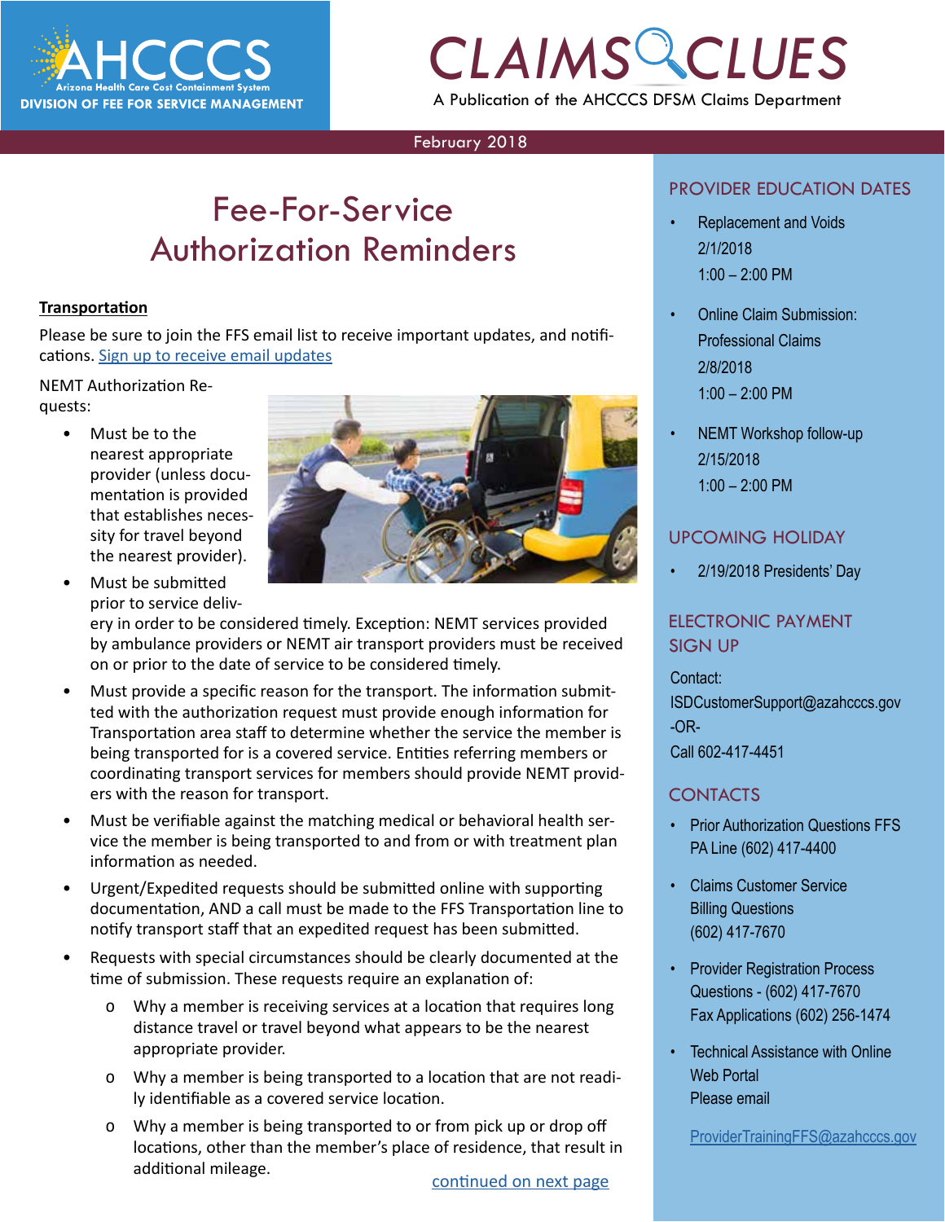# AHCCCS — Arizona Health Care Cost Containment System

**DIVISION OF FEE FOR SERVICE MANAGEMENT**

# CLAIMS CLUES

A Publication of the AHCCCS DFSM Claims Department

February 2018

## Fee-For-Service Authorization Reminders

**Transportation**

Please be sure to join the FFS email list to receive important updates, and notifications. [Sign up to receive email updates]

NEMT Authorization Requests:

- Must be to the nearest appropriate provider (unless documentation is provided that establishes necessity for travel beyond the nearest provider).
- Must be submitted prior to service delivery in order to be considered timely. Exception: NEMT services provided by ambulance providers or NEMT air transport providers must be received on or prior to the date of service to be considered timely.
- Must provide a specific reason for the transport. The information submitted with the authorization request must provide enough information for Transportation area staff to determine whether the service the member is being transported for is a covered service. Entities referring members or coordinating transport services for members should provide NEMT providers with the reason for transport.
- Must be verifiable against the matching medical or behavioral health service the member is being transported to and from or with treatment plan information as needed.
- Urgent/Expedited requests should be submitted online with supporting documentation, AND a call must be made to the FFS Transportation line to notify transport staff that an expedited request has been submitted.
- Requests with special circumstances should be clearly documented at the time of submission. These requests require an explanation of:
  - Why a member is receiving services at a location that requires long distance travel or travel beyond what appears to be the nearest appropriate provider.
  - Why a member is being transported to a location that are not readily identifiable as a covered service location.
  - Why a member is being transported to or from pick up or drop off locations, other than the member's place of residence, that result in additional mileage.

continued on next page

## PROVIDER EDUCATION DATES

- Replacement and Voids
  2/1/2018
  1:00 – 2:00 PM
- Online Claim Submission: Professional Claims
  2/8/2018
  1:00 – 2:00 PM
- NEMT Workshop follow-up
  2/15/2018
  1:00 – 2:00 PM

## UPCOMING HOLIDAY

- 2/19/2018 Presidents' Day

## ELECTRONIC PAYMENT SIGN UP

Contact:
ISDCustomerSupport@azahcccs.gov
-OR-
Call 602-417-4451

## CONTACTS

- Prior Authorization Questions FFS PA Line (602) 417-4400
- Claims Customer Service Billing Questions (602) 417-7670
- Provider Registration Process Questions - (602) 417-7670
  Fax Applications (602) 256-1474
- Technical Assistance with Online Web Portal
  Please email

  ProviderTrainingFFS@azahcccs.gov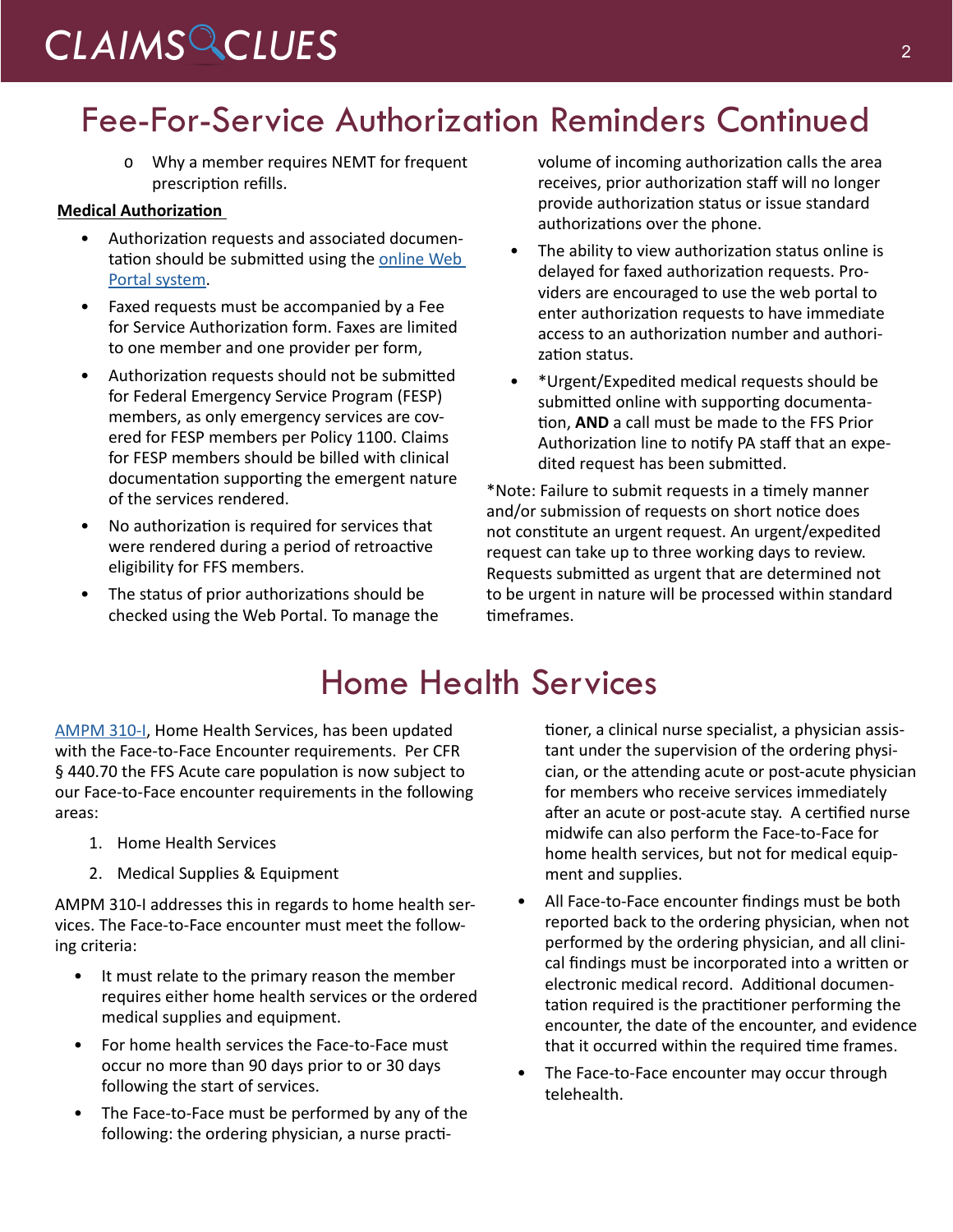# Fee-For-Service Authorization Reminders Continued

- Why a member requires NEMT for frequent prescription refills.

**Medical Authorization**

- Authorization requests and associated documentation should be submitted using the [online Web Portal system](#).
- Faxed requests must be accompanied by a Fee for Service Authorization form. Faxes are limited to one member and one provider per form,
- Authorization requests should not be submitted for Federal Emergency Service Program (FESP) members, as only emergency services are covered for FESP members per Policy 1100. Claims for FESP members should be billed with clinical documentation supporting the emergent nature of the services rendered.
- No authorization is required for services that were rendered during a period of retroactive eligibility for FFS members.
- The status of prior authorizations should be checked using the Web Portal. To manage the volume of incoming authorization calls the area receives, prior authorization staff will no longer provide authorization status or issue standard authorizations over the phone.
- The ability to view authorization status online is delayed for faxed authorization requests. Providers are encouraged to use the web portal to enter authorization requests to have immediate access to an authorization number and authorization status.
- *Urgent/Expedited medical requests should be submitted online with supporting documentation, **AND** a call must be made to the FFS Prior Authorization line to notify PA staff that an expedited request has been submitted.

*Note: Failure to submit requests in a timely manner and/or submission of requests on short notice does not constitute an urgent request. An urgent/expedited request can take up to three working days to review. Requests submitted as urgent that are determined not to be urgent in nature will be processed within standard timeframes.

# Home Health Services

[AMPM 310-I](#), Home Health Services, has been updated with the Face-to-Face Encounter requirements. Per CFR § 440.70 the FFS Acute care population is now subject to our Face-to-Face encounter requirements in the following areas:

1. Home Health Services
2. Medical Supplies & Equipment

AMPM 310-I addresses this in regards to home health services. The Face-to-Face encounter must meet the following criteria:

- It must relate to the primary reason the member requires either home health services or the ordered medical supplies and equipment.
- For home health services the Face-to-Face must occur no more than 90 days prior to or 30 days following the start of services.
- The Face-to-Face must be performed by any of the following: the ordering physician, a nurse practitioner, a clinical nurse specialist, a physician assistant under the supervision of the ordering physician, or the attending acute or post-acute physician for members who receive services immediately after an acute or post-acute stay. A certified nurse midwife can also perform the Face-to-Face for home health services, but not for medical equipment and supplies.
- All Face-to-Face encounter findings must be both reported back to the ordering physician, when not performed by the ordering physician, and all clinical findings must be incorporated into a written or electronic medical record. Additional documentation required is the practitioner performing the encounter, the date of the encounter, and evidence that it occurred within the required time frames.
- The Face-to-Face encounter may occur through telehealth.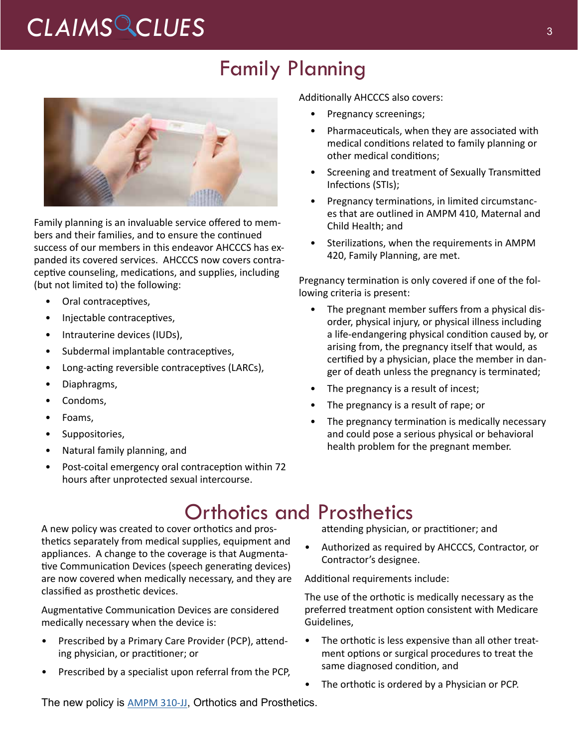# Family Planning

Family planning is an invaluable service offered to members and their families, and to ensure the continued success of our members in this endeavor AHCCCS has expanded its covered services. AHCCCS now covers contraceptive counseling, medications, and supplies, including (but not limited to) the following:

- Oral contraceptives,
- Injectable contraceptives,
- Intrauterine devices (IUDs),
- Subdermal implantable contraceptives,
- Long-acting reversible contraceptives (LARCs),
- Diaphragms,
- Condoms,
- Foams,
- Suppositories,
- Natural family planning, and
- Post-coital emergency oral contraception within 72 hours after unprotected sexual intercourse.

Additionally AHCCCS also covers:

- Pregnancy screenings;
- Pharmaceuticals, when they are associated with medical conditions related to family planning or other medical conditions;
- Screening and treatment of Sexually Transmitted Infections (STIs);
- Pregnancy terminations, in limited circumstances that are outlined in AMPM 410, Maternal and Child Health; and
- Sterilizations, when the requirements in AMPM 420, Family Planning, are met.

Pregnancy termination is only covered if one of the following criteria is present:

- The pregnant member suffers from a physical disorder, physical injury, or physical illness including a life-endangering physical condition caused by, or arising from, the pregnancy itself that would, as certified by a physician, place the member in danger of death unless the pregnancy is terminated;
- The pregnancy is a result of incest;
- The pregnancy is a result of rape; or
- The pregnancy termination is medically necessary and could pose a serious physical or behavioral health problem for the pregnant member.

# Orthotics and Prosthetics

A new policy was created to cover orthotics and prosthetics separately from medical supplies, equipment and appliances. A change to the coverage is that Augmentative Communication Devices (speech generating devices) are now covered when medically necessary, and they are classified as prosthetic devices.

Augmentative Communication Devices are considered medically necessary when the device is:

- Prescribed by a Primary Care Provider (PCP), attending physician, or practitioner; or
- Prescribed by a specialist upon referral from the PCP, attending physician, or practitioner; and
- Authorized as required by AHCCCS, Contractor, or Contractor's designee.

Additional requirements include:

The use of the orthotic is medically necessary as the preferred treatment option consistent with Medicare Guidelines,

- The orthotic is less expensive than all other treatment options or surgical procedures to treat the same diagnosed condition, and
- The orthotic is ordered by a Physician or PCP.

The new policy is [AMPM 310-JJ](AMPM 310-JJ), Orthotics and Prosthetics.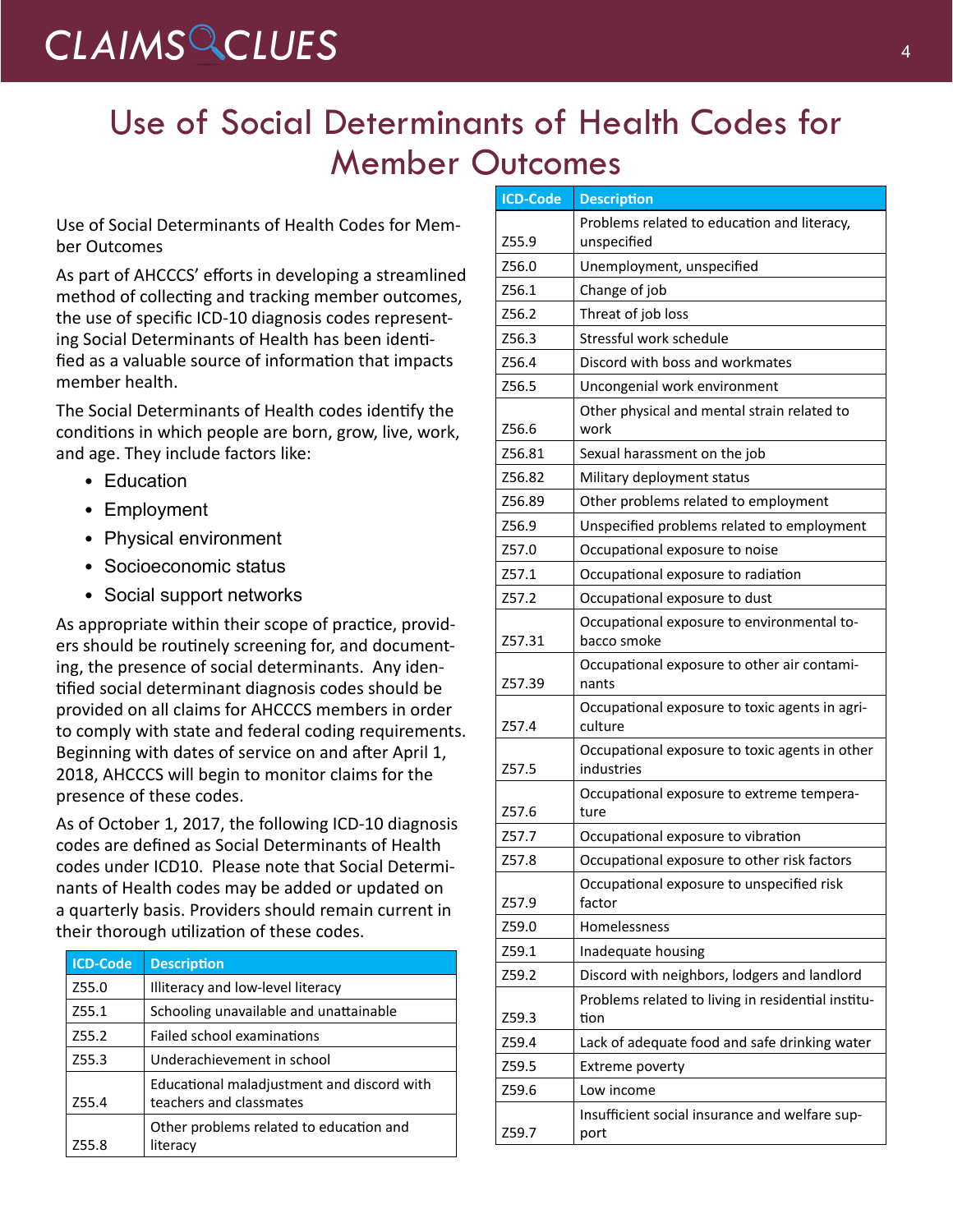# Use of Social Determinants of Health Codes for Member Outcomes

Use of Social Determinants of Health Codes for Member Outcomes

As part of AHCCCS' efforts in developing a streamlined method of collecting and tracking member outcomes, the use of specific ICD-10 diagnosis codes representing Social Determinants of Health has been identified as a valuable source of information that impacts member health.

The Social Determinants of Health codes identify the conditions in which people are born, grow, live, work, and age. They include factors like:

- Education
- Employment
- Physical environment
- Socioeconomic status
- Social support networks

As appropriate within their scope of practice, providers should be routinely screening for, and documenting, the presence of social determinants. Any identified social determinant diagnosis codes should be provided on all claims for AHCCCS members in order to comply with state and federal coding requirements. Beginning with dates of service on and after April 1, 2018, AHCCCS will begin to monitor claims for the presence of these codes.

As of October 1, 2017, the following ICD-10 diagnosis codes are defined as Social Determinants of Health codes under ICD10. Please note that Social Determinants of Health codes may be added or updated on a quarterly basis. Providers should remain current in their thorough utilization of these codes.

| ICD-Code | Description |
|---|---|
| Z55.0 | Illiteracy and low-level literacy |
| Z55.1 | Schooling unavailable and unattainable |
| Z55.2 | Failed school examinations |
| Z55.3 | Underachievement in school |
| Z55.4 | Educational maladjustment and discord with teachers and classmates |
| Z55.8 | Other problems related to education and literacy |
| Z55.9 | Problems related to education and literacy, unspecified |
| Z56.0 | Unemployment, unspecified |
| Z56.1 | Change of job |
| Z56.2 | Threat of job loss |
| Z56.3 | Stressful work schedule |
| Z56.4 | Discord with boss and workmates |
| Z56.5 | Uncongenial work environment |
| Z56.6 | Other physical and mental strain related to work |
| Z56.81 | Sexual harassment on the job |
| Z56.82 | Military deployment status |
| Z56.89 | Other problems related to employment |
| Z56.9 | Unspecified problems related to employment |
| Z57.0 | Occupational exposure to noise |
| Z57.1 | Occupational exposure to radiation |
| Z57.2 | Occupational exposure to dust |
| Z57.31 | Occupational exposure to environmental tobacco smoke |
| Z57.39 | Occupational exposure to other air contaminants |
| Z57.4 | Occupational exposure to toxic agents in agriculture |
| Z57.5 | Occupational exposure to toxic agents in other industries |
| Z57.6 | Occupational exposure to extreme temperature |
| Z57.7 | Occupational exposure to vibration |
| Z57.8 | Occupational exposure to other risk factors |
| Z57.9 | Occupational exposure to unspecified risk factor |
| Z59.0 | Homelessness |
| Z59.1 | Inadequate housing |
| Z59.2 | Discord with neighbors, lodgers and landlord |
| Z59.3 | Problems related to living in residential institution |
| Z59.4 | Lack of adequate food and safe drinking water |
| Z59.5 | Extreme poverty |
| Z59.6 | Low income |
| Z59.7 | Insufficient social insurance and welfare support |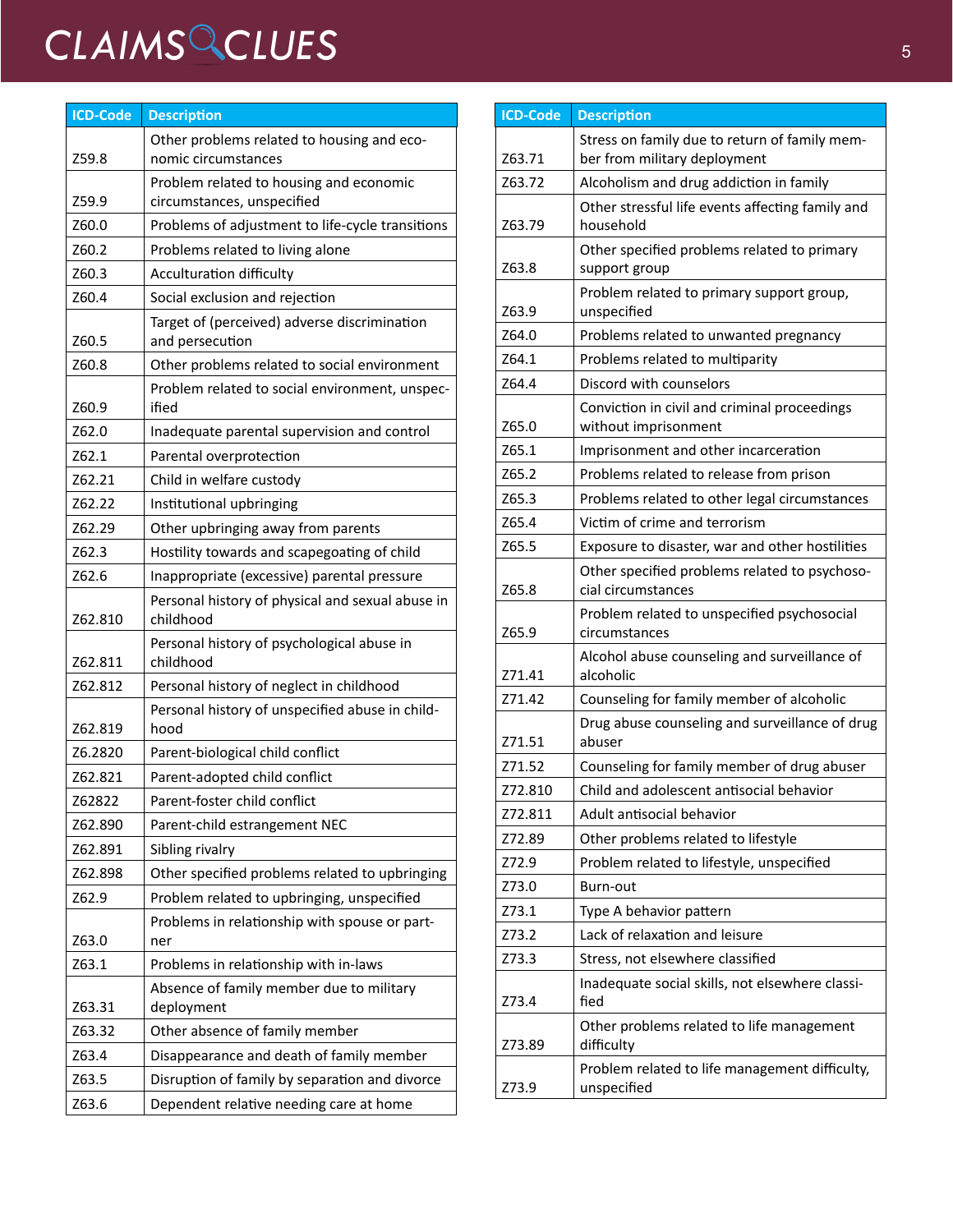| ICD-Code | Description |
|---|---|
| Z59.8 | Other problems related to housing and economic circumstances |
| Z59.9 | Problem related to housing and economic circumstances, unspecified |
| Z60.0 | Problems of adjustment to life-cycle transitions |
| Z60.2 | Problems related to living alone |
| Z60.3 | Acculturation difficulty |
| Z60.4 | Social exclusion and rejection |
| Z60.5 | Target of (perceived) adverse discrimination and persecution |
| Z60.8 | Other problems related to social environment |
| Z60.9 | Problem related to social environment, unspecified |
| Z62.0 | Inadequate parental supervision and control |
| Z62.1 | Parental overprotection |
| Z62.21 | Child in welfare custody |
| Z62.22 | Institutional upbringing |
| Z62.29 | Other upbringing away from parents |
| Z62.3 | Hostility towards and scapegoating of child |
| Z62.6 | Inappropriate (excessive) parental pressure |
| Z62.810 | Personal history of physical and sexual abuse in childhood |
| Z62.811 | Personal history of psychological abuse in childhood |
| Z62.812 | Personal history of neglect in childhood |
| Z62.819 | Personal history of unspecified abuse in childhood |
| Z6.2820 | Parent-biological child conflict |
| Z62.821 | Parent-adopted child conflict |
| Z62822 | Parent-foster child conflict |
| Z62.890 | Parent-child estrangement NEC |
| Z62.891 | Sibling rivalry |
| Z62.898 | Other specified problems related to upbringing |
| Z62.9 | Problem related to upbringing, unspecified |
| Z63.0 | Problems in relationship with spouse or partner |
| Z63.1 | Problems in relationship with in-laws |
| Z63.31 | Absence of family member due to military deployment |
| Z63.32 | Other absence of family member |
| Z63.4 | Disappearance and death of family member |
| Z63.5 | Disruption of family by separation and divorce |
| Z63.6 | Dependent relative needing care at home |

| ICD-Code | Description |
|---|---|
| Z63.71 | Stress on family due to return of family member from military deployment |
| Z63.72 | Alcoholism and drug addiction in family |
| Z63.79 | Other stressful life events affecting family and household |
| Z63.8 | Other specified problems related to primary support group |
| Z63.9 | Problem related to primary support group, unspecified |
| Z64.0 | Problems related to unwanted pregnancy |
| Z64.1 | Problems related to multiparity |
| Z64.4 | Discord with counselors |
| Z65.0 | Conviction in civil and criminal proceedings without imprisonment |
| Z65.1 | Imprisonment and other incarceration |
| Z65.2 | Problems related to release from prison |
| Z65.3 | Problems related to other legal circumstances |
| Z65.4 | Victim of crime and terrorism |
| Z65.5 | Exposure to disaster, war and other hostilities |
| Z65.8 | Other specified problems related to psychosocial circumstances |
| Z65.9 | Problem related to unspecified psychosocial circumstances |
| Z71.41 | Alcohol abuse counseling and surveillance of alcoholic |
| Z71.42 | Counseling for family member of alcoholic |
| Z71.51 | Drug abuse counseling and surveillance of drug abuser |
| Z71.52 | Counseling for family member of drug abuser |
| Z72.810 | Child and adolescent antisocial behavior |
| Z72.811 | Adult antisocial behavior |
| Z72.89 | Other problems related to lifestyle |
| Z72.9 | Problem related to lifestyle, unspecified |
| Z73.0 | Burn-out |
| Z73.1 | Type A behavior pattern |
| Z73.2 | Lack of relaxation and leisure |
| Z73.3 | Stress, not elsewhere classified |
| Z73.4 | Inadequate social skills, not elsewhere classified |
| Z73.89 | Other problems related to life management difficulty |
| Z73.9 | Problem related to life management difficulty, unspecified |